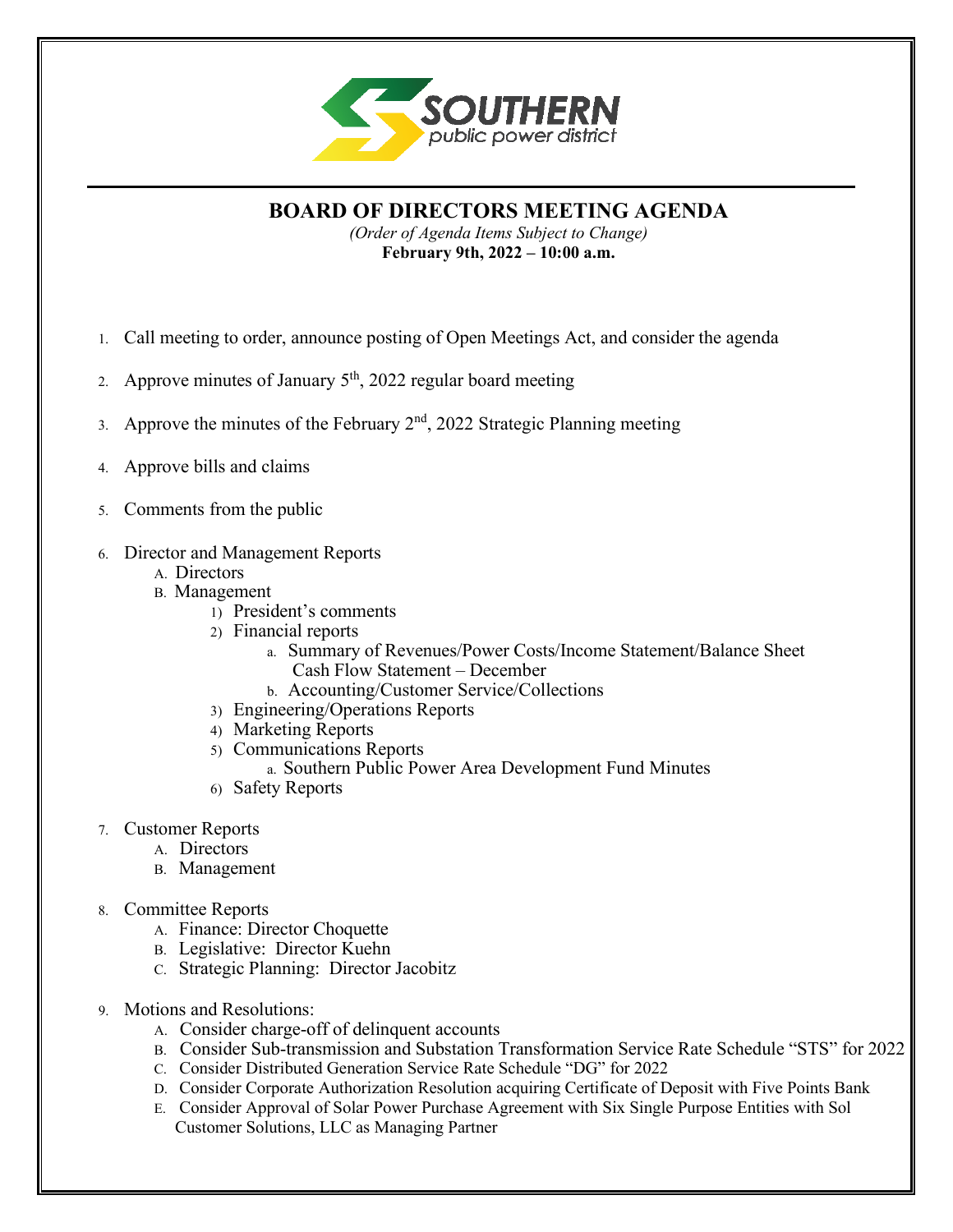SOUTHERN
public power district

# BOARD OF DIRECTORS MEETING AGENDA

*(Order of Agenda Items Subject to Change)*

**February 9th, 2022 – 10:00 a.m.**

1. Call meeting to order, announce posting of Open Meetings Act, and consider the agenda
2. Approve minutes of January 5th, 2022 regular board meeting
3. Approve the minutes of the February 2nd, 2022 Strategic Planning meeting
4. Approve bills and claims
5. Comments from the public
6. Director and Management Reports
   - A. Directors
   - B. Management
     - 1) President's comments
     - 2) Financial reports
       - a. Summary of Revenues/Power Costs/Income Statement/Balance Sheet Cash Flow Statement – December
       - b. Accounting/Customer Service/Collections
     - 3) Engineering/Operations Reports
     - 4) Marketing Reports
     - 5) Communications Reports
       - a. Southern Public Power Area Development Fund Minutes
     - 6) Safety Reports
7. Customer Reports
   - A. Directors
   - B. Management
8. Committee Reports
   - A. Finance: Director Choquette
   - B. Legislative: Director Kuehn
   - C. Strategic Planning: Director Jacobitz
9. Motions and Resolutions:
   - A. Consider charge-off of delinquent accounts
   - B. Consider Sub-transmission and Substation Transformation Service Rate Schedule "STS" for 2022
   - C. Consider Distributed Generation Service Rate Schedule "DG" for 2022
   - D. Consider Corporate Authorization Resolution acquiring Certificate of Deposit with Five Points Bank
   - E. Consider Approval of Solar Power Purchase Agreement with Six Single Purpose Entities with Sol Customer Solutions, LLC as Managing Partner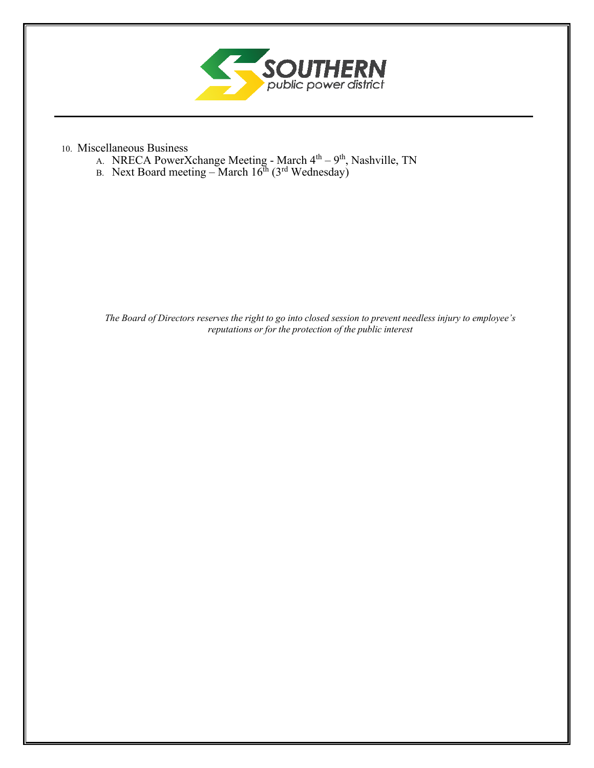10. Miscellaneous Business
    A. NRECA PowerXchange Meeting - March 4th – 9th, Nashville, TN
    B. Next Board meeting – March 16th (3rd Wednesday)

*The Board of Directors reserves the right to go into closed session to prevent needless injury to employee's reputations or for the protection of the public interest*